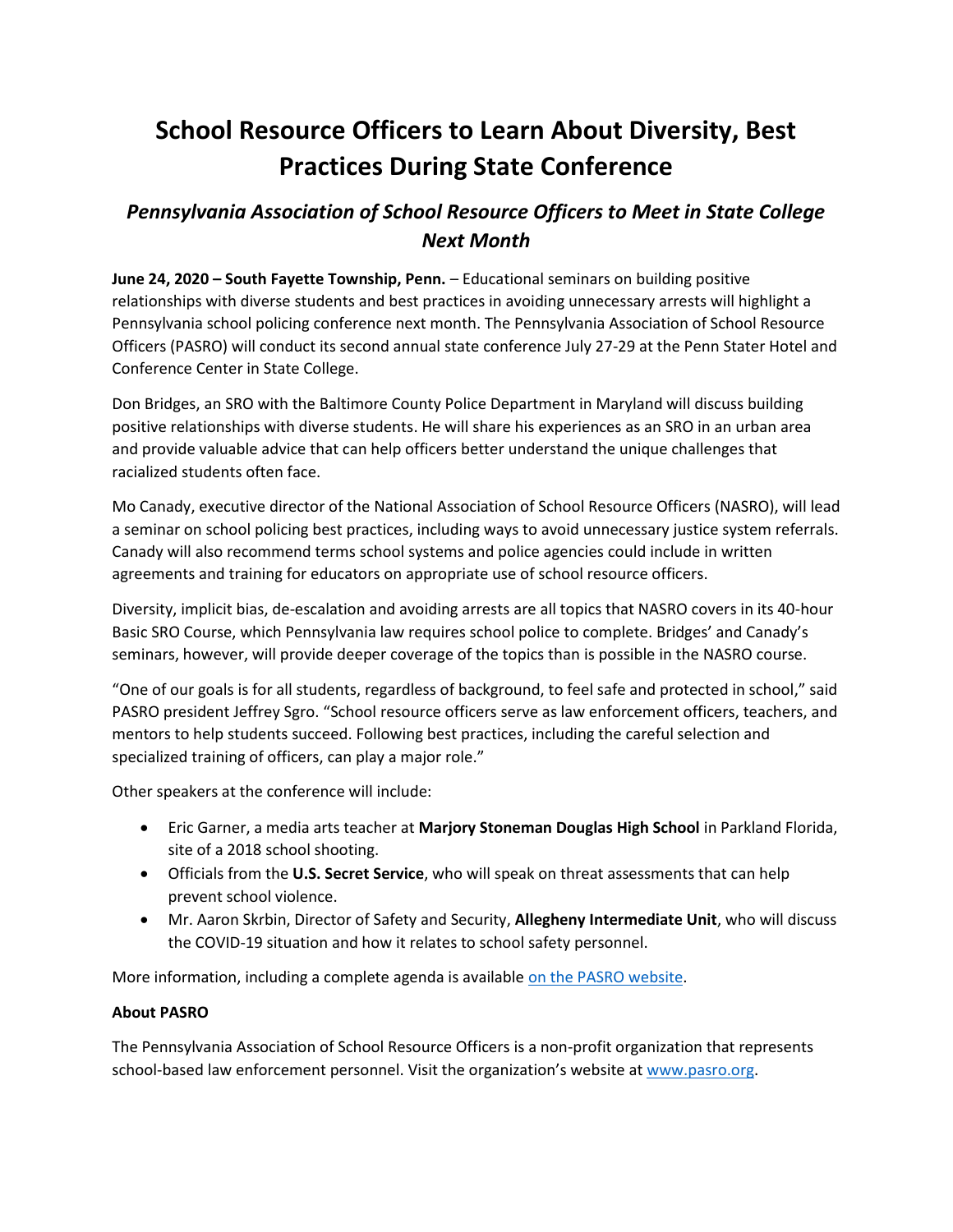# School Resource Officers to Learn About Diversity, Best Practices During State Conference

## *Pennsylvania Association of School Resource Officers to Meet in State College Next Month*

**June 24, 2020 – South Fayette Township, Penn.** – Educational seminars on building positive relationships with diverse students and best practices in avoiding unnecessary arrests will highlight a Pennsylvania school policing conference next month. The Pennsylvania Association of School Resource Officers (PASRO) will conduct its second annual state conference July 27-29 at the Penn Stater Hotel and Conference Center in State College.

Don Bridges, an SRO with the Baltimore County Police Department in Maryland will discuss building positive relationships with diverse students. He will share his experiences as an SRO in an urban area and provide valuable advice that can help officers better understand the unique challenges that racialized students often face.

Mo Canady, executive director of the National Association of School Resource Officers (NASRO), will lead a seminar on school policing best practices, including ways to avoid unnecessary justice system referrals. Canady will also recommend terms school systems and police agencies could include in written agreements and training for educators on appropriate use of school resource officers.

Diversity, implicit bias, de-escalation and avoiding arrests are all topics that NASRO covers in its 40-hour Basic SRO Course, which Pennsylvania law requires school police to complete. Bridges' and Canady's seminars, however, will provide deeper coverage of the topics than is possible in the NASRO course.

"One of our goals is for all students, regardless of background, to feel safe and protected in school," said PASRO president Jeffrey Sgro. "School resource officers serve as law enforcement officers, teachers, and mentors to help students succeed. Following best practices, including the careful selection and specialized training of officers, can play a major role."

Other speakers at the conference will include:

- Eric Garner, a media arts teacher at **Marjory Stoneman Douglas High School** in Parkland Florida, site of a 2018 school shooting.
- Officials from the **U.S. Secret Service**, who will speak on threat assessments that can help prevent school violence.
- Mr. Aaron Skrbin, Director of Safety and Security, **Allegheny Intermediate Unit**, who will discuss the COVID-19 situation and how it relates to school safety personnel.

More information, including a complete agenda is available on the PASRO website.

**About PASRO**

The Pennsylvania Association of School Resource Officers is a non-profit organization that represents school-based law enforcement personnel. Visit the organization's website at www.pasro.org.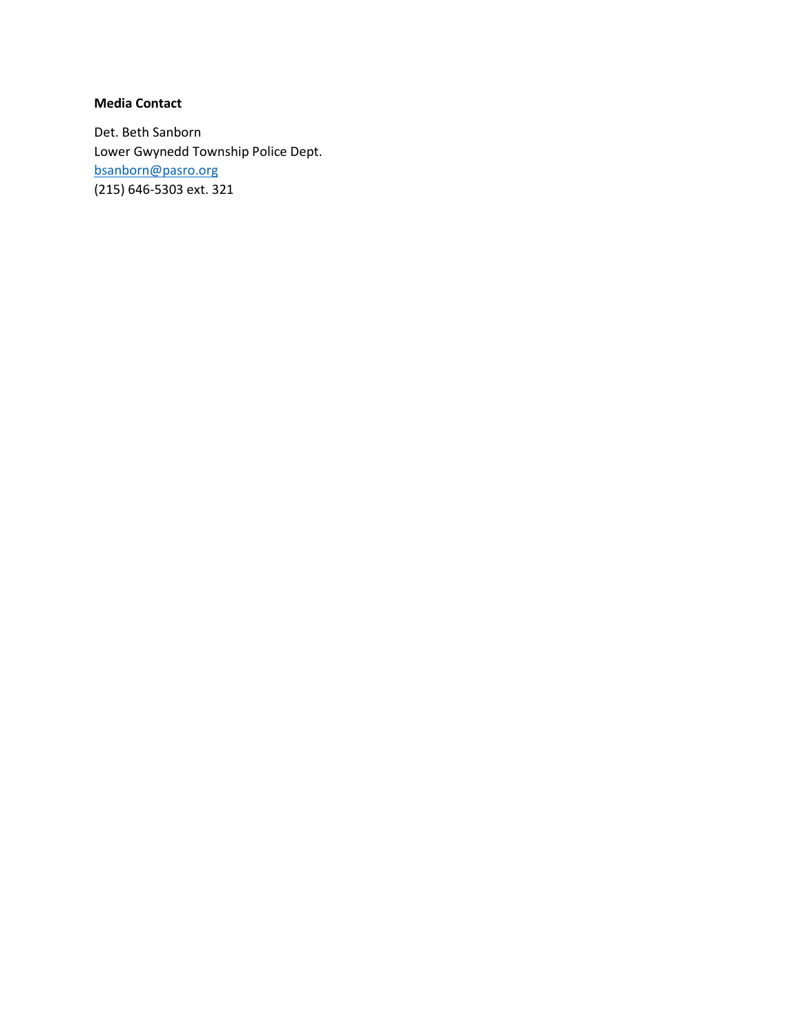**Media Contact**

Det. Beth Sanborn
Lower Gwynedd Township Police Dept.
bsanborn@pasro.org
(215) 646-5303 ext. 321